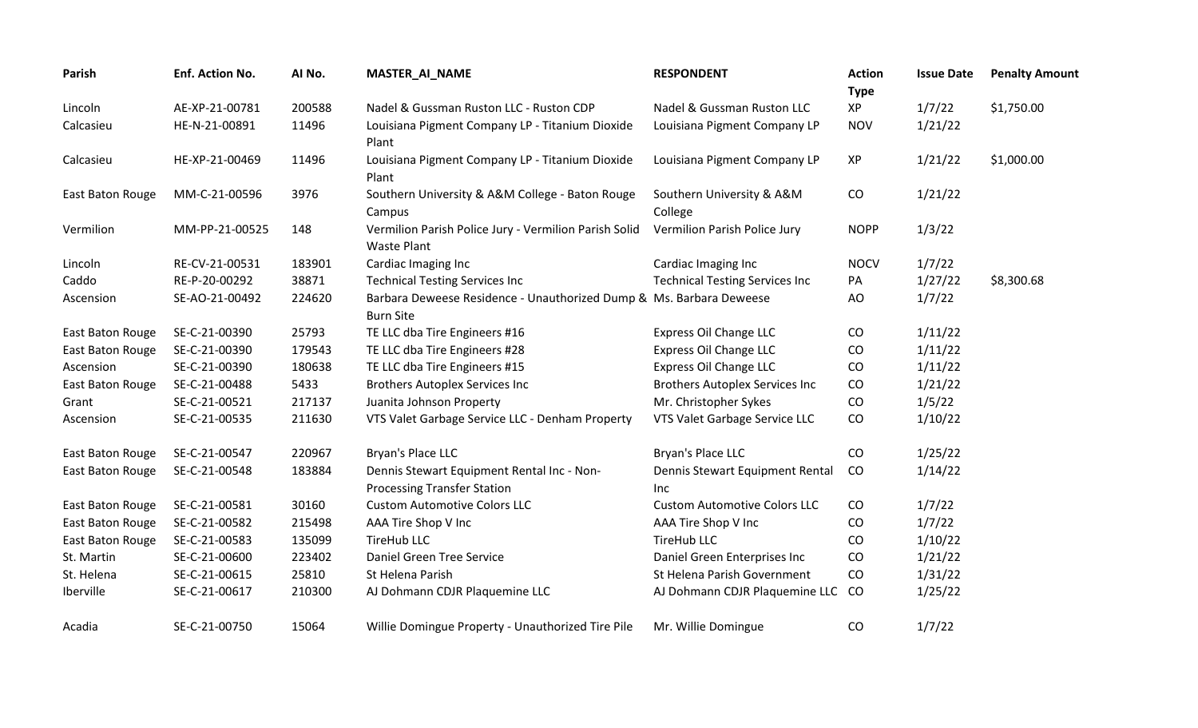| Parish | Enf. Action No. | AI No. | MASTER_AI_NAME | RESPONDENT | Action Type | Issue Date | Penalty Amount |
|---|---|---|---|---|---|---|---|
| Lincoln | AE-XP-21-00781 | 200588 | Nadel & Gussman Ruston LLC - Ruston CDP | Nadel & Gussman Ruston LLC | XP | 1/7/22 | $1,750.00 |
| Calcasieu | HE-N-21-00891 | 11496 | Louisiana Pigment Company LP - Titanium Dioxide Plant | Louisiana Pigment Company LP | NOV | 1/21/22 | |
| Calcasieu | HE-XP-21-00469 | 11496 | Louisiana Pigment Company LP - Titanium Dioxide Plant | Louisiana Pigment Company LP | XP | 1/21/22 | $1,000.00 |
| East Baton Rouge | MM-C-21-00596 | 3976 | Southern University & A&M College - Baton Rouge Campus | Southern University & A&M College | CO | 1/21/22 | |
| Vermilion | MM-PP-21-00525 | 148 | Vermilion Parish Police Jury - Vermilion Parish Solid Waste Plant | Vermilion Parish Police Jury | NOPP | 1/3/22 | |
| Lincoln | RE-CV-21-00531 | 183901 | Cardiac Imaging Inc | Cardiac Imaging Inc | NOCV | 1/7/22 | |
| Caddo | RE-P-20-00292 | 38871 | Technical Testing Services Inc | Technical Testing Services Inc | PA | 1/27/22 | $8,300.68 |
| Ascension | SE-AO-21-00492 | 224620 | Barbara Deweese Residence - Unauthorized Dump & Burn Site | Ms. Barbara Deweese | AO | 1/7/22 | |
| East Baton Rouge | SE-C-21-00390 | 25793 | TE LLC dba Tire Engineers #16 | Express Oil Change LLC | CO | 1/11/22 | |
| East Baton Rouge | SE-C-21-00390 | 179543 | TE LLC dba Tire Engineers #28 | Express Oil Change LLC | CO | 1/11/22 | |
| Ascension | SE-C-21-00390 | 180638 | TE LLC dba Tire Engineers #15 | Express Oil Change LLC | CO | 1/11/22 | |
| East Baton Rouge | SE-C-21-00488 | 5433 | Brothers Autoplex Services Inc | Brothers Autoplex Services Inc | CO | 1/21/22 | |
| Grant | SE-C-21-00521 | 217137 | Juanita Johnson Property | Mr. Christopher Sykes | CO | 1/5/22 | |
| Ascension | SE-C-21-00535 | 211630 | VTS Valet Garbage Service LLC - Denham Property | VTS Valet Garbage Service LLC | CO | 1/10/22 | |
| East Baton Rouge | SE-C-21-00547 | 220967 | Bryan's Place LLC | Bryan's Place LLC | CO | 1/25/22 | |
| East Baton Rouge | SE-C-21-00548 | 183884 | Dennis Stewart Equipment Rental Inc - Non-Processing Transfer Station | Dennis Stewart Equipment Rental Inc | CO | 1/14/22 | |
| East Baton Rouge | SE-C-21-00581 | 30160 | Custom Automotive Colors LLC | Custom Automotive Colors LLC | CO | 1/7/22 | |
| East Baton Rouge | SE-C-21-00582 | 215498 | AAA Tire Shop V Inc | AAA Tire Shop V Inc | CO | 1/7/22 | |
| East Baton Rouge | SE-C-21-00583 | 135099 | TireHub LLC | TireHub LLC | CO | 1/10/22 | |
| St. Martin | SE-C-21-00600 | 223402 | Daniel Green Tree Service | Daniel Green Enterprises Inc | CO | 1/21/22 | |
| St. Helena | SE-C-21-00615 | 25810 | St Helena Parish | St Helena Parish Government | CO | 1/31/22 | |
| Iberville | SE-C-21-00617 | 210300 | AJ Dohmann CDJR Plaquemine LLC | AJ Dohmann CDJR Plaquemine LLC | CO | 1/25/22 | |
| Acadia | SE-C-21-00750 | 15064 | Willie Domingue Property - Unauthorized Tire Pile | Mr. Willie Domingue | CO | 1/7/22 | |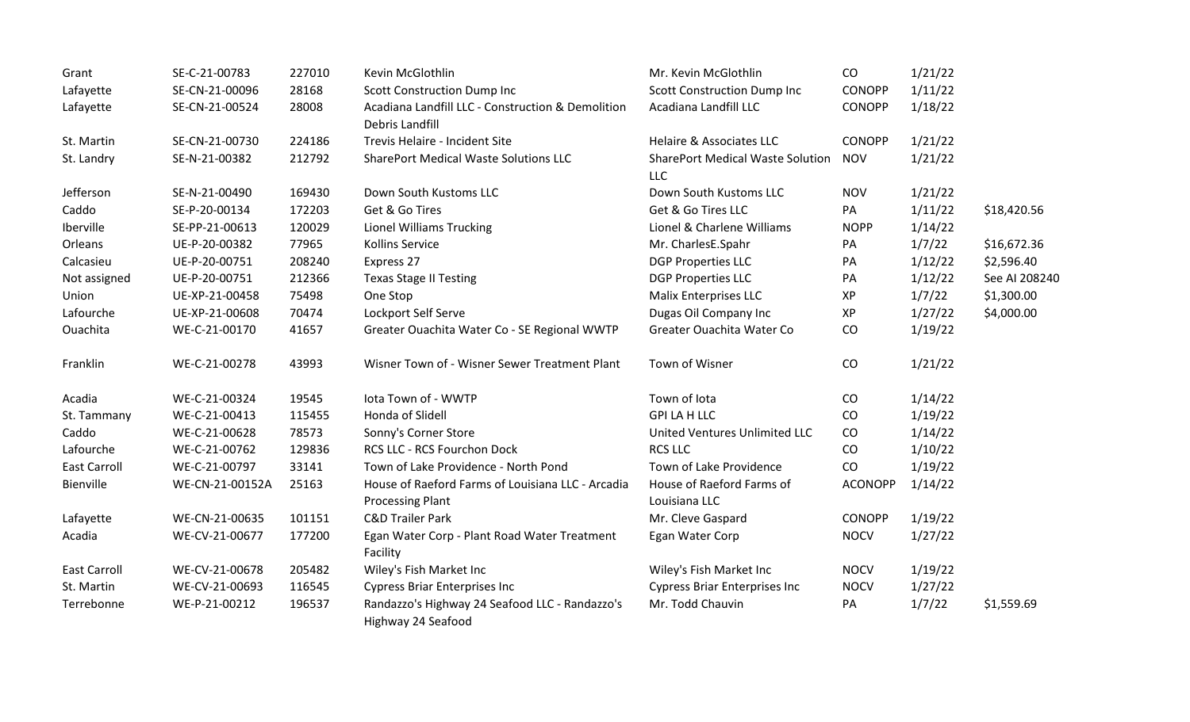| | | | | | | | |
|---|---|---|---|---|---|---|---|
| Grant | SE-C-21-00783 | 227010 | Kevin McGlothlin | Mr. Kevin McGlothlin | CO | 1/21/22 | |
| Lafayette | SE-CN-21-00096 | 28168 | Scott Construction Dump Inc | Scott Construction Dump Inc | CONOPP | 1/11/22 | |
| Lafayette | SE-CN-21-00524 | 28008 | Acadiana Landfill LLC - Construction & Demolition Debris Landfill | Acadiana Landfill LLC | CONOPP | 1/18/22 | |
| St. Martin | SE-CN-21-00730 | 224186 | Trevis Helaire - Incident Site | Helaire & Associates LLC | CONOPP | 1/21/22 | |
| St. Landry | SE-N-21-00382 | 212792 | SharePort Medical Waste Solutions LLC | SharePort Medical Waste Solution LLC | NOV | 1/21/22 | |
| Jefferson | SE-N-21-00490 | 169430 | Down South Kustoms LLC | Down South Kustoms LLC | NOV | 1/21/22 | |
| Caddo | SE-P-20-00134 | 172203 | Get & Go Tires | Get & Go Tires LLC | PA | 1/11/22 | $18,420.56 |
| Iberville | SE-PP-21-00613 | 120029 | Lionel Williams Trucking | Lionel & Charlene Williams | NOPP | 1/14/22 | |
| Orleans | UE-P-20-00382 | 77965 | Kollins Service | Mr. CharlesE.Spahr | PA | 1/7/22 | $16,672.36 |
| Calcasieu | UE-P-20-00751 | 208240 | Express 27 | DGP Properties LLC | PA | 1/12/22 | $2,596.40 |
| Not assigned | UE-P-20-00751 | 212366 | Texas Stage II Testing | DGP Properties LLC | PA | 1/12/22 | See AI 208240 |
| Union | UE-XP-21-00458 | 75498 | One Stop | Malix Enterprises LLC | XP | 1/7/22 | $1,300.00 |
| Lafourche | UE-XP-21-00608 | 70474 | Lockport Self Serve | Dugas Oil Company Inc | XP | 1/27/22 | $4,000.00 |
| Ouachita | WE-C-21-00170 | 41657 | Greater Ouachita Water Co - SE Regional WWTP | Greater Ouachita Water Co | CO | 1/19/22 | |
| Franklin | WE-C-21-00278 | 43993 | Wisner Town of - Wisner Sewer Treatment Plant | Town of Wisner | CO | 1/21/22 | |
| Acadia | WE-C-21-00324 | 19545 | Iota Town of - WWTP | Town of Iota | CO | 1/14/22 | |
| St. Tammany | WE-C-21-00413 | 115455 | Honda of Slidell | GPI LA H LLC | CO | 1/19/22 | |
| Caddo | WE-C-21-00628 | 78573 | Sonny's Corner Store | United Ventures Unlimited LLC | CO | 1/14/22 | |
| Lafourche | WE-C-21-00762 | 129836 | RCS LLC - RCS Fourchon Dock | RCS LLC | CO | 1/10/22 | |
| East Carroll | WE-C-21-00797 | 33141 | Town of Lake Providence - North Pond | Town of Lake Providence | CO | 1/19/22 | |
| Bienville | WE-CN-21-00152A | 25163 | House of Raeford Farms of Louisiana LLC - Arcadia Processing Plant | House of Raeford Farms of Louisiana LLC | ACONOPP | 1/14/22 | |
| Lafayette | WE-CN-21-00635 | 101151 | C&D Trailer Park | Mr. Cleve Gaspard | CONOPP | 1/19/22 | |
| Acadia | WE-CV-21-00677 | 177200 | Egan Water Corp - Plant Road Water Treatment Facility | Egan Water Corp | NOCV | 1/27/22 | |
| East Carroll | WE-CV-21-00678 | 205482 | Wiley's Fish Market Inc | Wiley's Fish Market Inc | NOCV | 1/19/22 | |
| St. Martin | WE-CV-21-00693 | 116545 | Cypress Briar Enterprises Inc | Cypress Briar Enterprises Inc | NOCV | 1/27/22 | |
| Terrebonne | WE-P-21-00212 | 196537 | Randazzo's Highway 24 Seafood LLC - Randazzo's Highway 24 Seafood | Mr. Todd Chauvin | PA | 1/7/22 | $1,559.69 |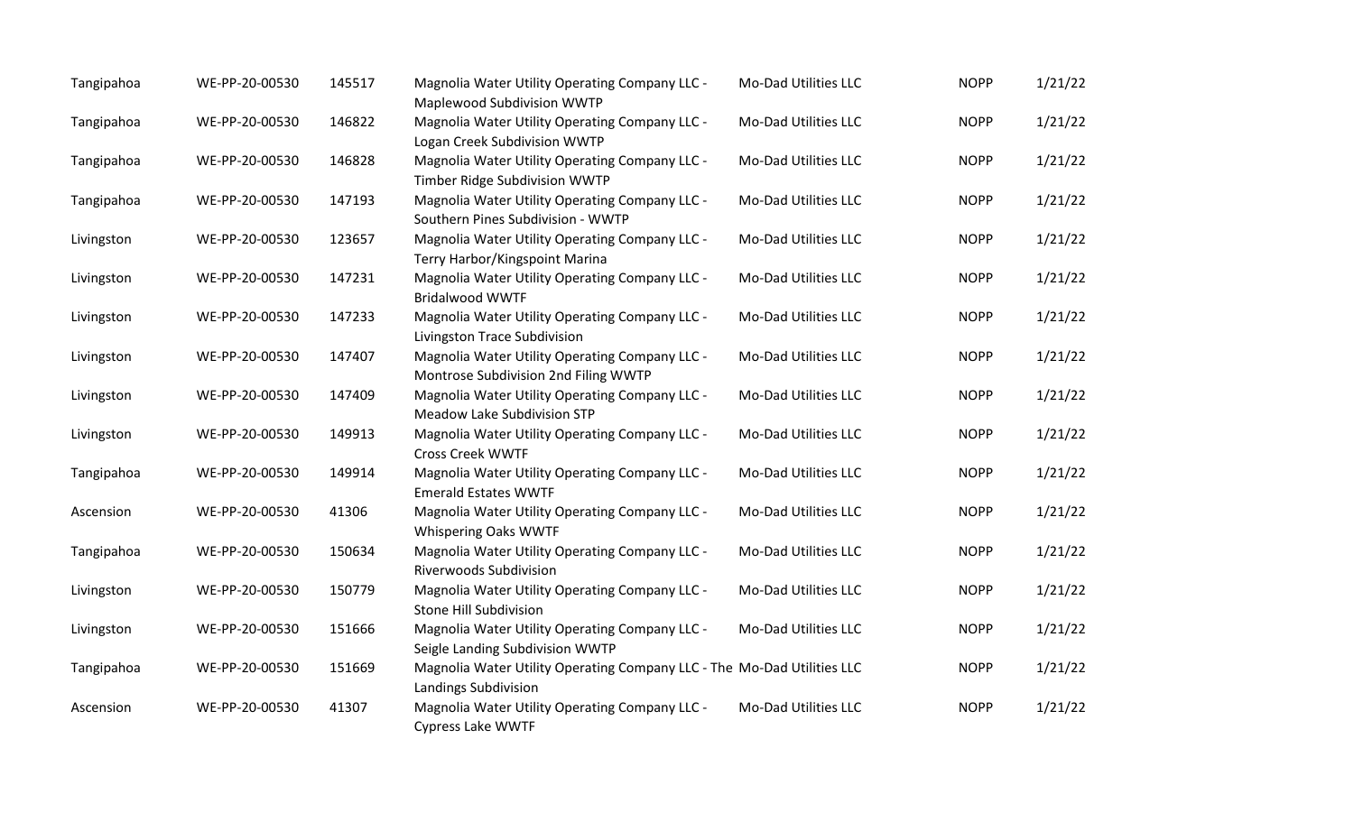| | | | | | | |
|---|---|---|---|---|---|---|
| Tangipahoa | WE-PP-20-00530 | 145517 | Magnolia Water Utility Operating Company LLC - Maplewood Subdivision WWTP | Mo-Dad Utilities LLC | NOPP | 1/21/22 |
| Tangipahoa | WE-PP-20-00530 | 146822 | Magnolia Water Utility Operating Company LLC - Logan Creek Subdivision WWTP | Mo-Dad Utilities LLC | NOPP | 1/21/22 |
| Tangipahoa | WE-PP-20-00530 | 146828 | Magnolia Water Utility Operating Company LLC - Timber Ridge Subdivision WWTP | Mo-Dad Utilities LLC | NOPP | 1/21/22 |
| Tangipahoa | WE-PP-20-00530 | 147193 | Magnolia Water Utility Operating Company LLC - Southern Pines Subdivision - WWTP | Mo-Dad Utilities LLC | NOPP | 1/21/22 |
| Livingston | WE-PP-20-00530 | 123657 | Magnolia Water Utility Operating Company LLC - Terry Harbor/Kingspoint Marina | Mo-Dad Utilities LLC | NOPP | 1/21/22 |
| Livingston | WE-PP-20-00530 | 147231 | Magnolia Water Utility Operating Company LLC - Bridalwood WWTF | Mo-Dad Utilities LLC | NOPP | 1/21/22 |
| Livingston | WE-PP-20-00530 | 147233 | Magnolia Water Utility Operating Company LLC - Livingston Trace Subdivision | Mo-Dad Utilities LLC | NOPP | 1/21/22 |
| Livingston | WE-PP-20-00530 | 147407 | Magnolia Water Utility Operating Company LLC - Montrose Subdivision 2nd Filing WWTP | Mo-Dad Utilities LLC | NOPP | 1/21/22 |
| Livingston | WE-PP-20-00530 | 147409 | Magnolia Water Utility Operating Company LLC - Meadow Lake Subdivision STP | Mo-Dad Utilities LLC | NOPP | 1/21/22 |
| Livingston | WE-PP-20-00530 | 149913 | Magnolia Water Utility Operating Company LLC - Cross Creek WWTF | Mo-Dad Utilities LLC | NOPP | 1/21/22 |
| Tangipahoa | WE-PP-20-00530 | 149914 | Magnolia Water Utility Operating Company LLC - Emerald Estates WWTF | Mo-Dad Utilities LLC | NOPP | 1/21/22 |
| Ascension | WE-PP-20-00530 | 41306 | Magnolia Water Utility Operating Company LLC - Whispering Oaks WWTF | Mo-Dad Utilities LLC | NOPP | 1/21/22 |
| Tangipahoa | WE-PP-20-00530 | 150634 | Magnolia Water Utility Operating Company LLC - Riverwoods Subdivision | Mo-Dad Utilities LLC | NOPP | 1/21/22 |
| Livingston | WE-PP-20-00530 | 150779 | Magnolia Water Utility Operating Company LLC - Stone Hill Subdivision | Mo-Dad Utilities LLC | NOPP | 1/21/22 |
| Livingston | WE-PP-20-00530 | 151666 | Magnolia Water Utility Operating Company LLC - Seigle Landing Subdivision WWTP | Mo-Dad Utilities LLC | NOPP | 1/21/22 |
| Tangipahoa | WE-PP-20-00530 | 151669 | Magnolia Water Utility Operating Company LLC - The Landings Subdivision | Mo-Dad Utilities LLC | NOPP | 1/21/22 |
| Ascension | WE-PP-20-00530 | 41307 | Magnolia Water Utility Operating Company LLC - Cypress Lake WWTF | Mo-Dad Utilities LLC | NOPP | 1/21/22 |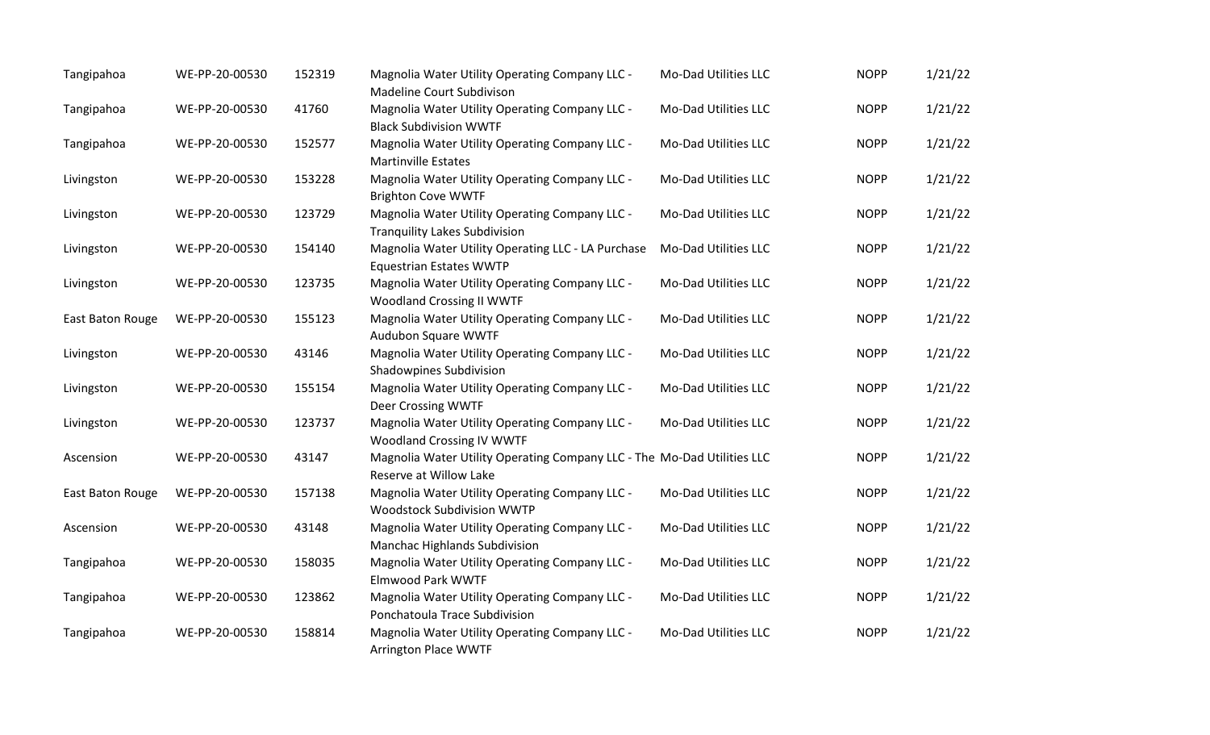| Tangipahoa | WE-PP-20-00530 | 152319 | Magnolia Water Utility Operating Company LLC - Madeline Court Subdivison | Mo-Dad Utilities LLC | NOPP | 1/21/22 |
|---|---|---|---|---|---|---|
| Tangipahoa | WE-PP-20-00530 | 41760 | Magnolia Water Utility Operating Company LLC - Black Subdivision WWTF | Mo-Dad Utilities LLC | NOPP | 1/21/22 |
| Tangipahoa | WE-PP-20-00530 | 152577 | Magnolia Water Utility Operating Company LLC - Martinville Estates | Mo-Dad Utilities LLC | NOPP | 1/21/22 |
| Livingston | WE-PP-20-00530 | 153228 | Magnolia Water Utility Operating Company LLC - Brighton Cove WWTF | Mo-Dad Utilities LLC | NOPP | 1/21/22 |
| Livingston | WE-PP-20-00530 | 123729 | Magnolia Water Utility Operating Company LLC - Tranquility Lakes Subdivision | Mo-Dad Utilities LLC | NOPP | 1/21/22 |
| Livingston | WE-PP-20-00530 | 154140 | Magnolia Water Utility Operating LLC - LA Purchase Equestrian Estates WWTP | Mo-Dad Utilities LLC | NOPP | 1/21/22 |
| Livingston | WE-PP-20-00530 | 123735 | Magnolia Water Utility Operating Company LLC - Woodland Crossing II WWTF | Mo-Dad Utilities LLC | NOPP | 1/21/22 |
| East Baton Rouge | WE-PP-20-00530 | 155123 | Magnolia Water Utility Operating Company LLC - Audubon Square WWTF | Mo-Dad Utilities LLC | NOPP | 1/21/22 |
| Livingston | WE-PP-20-00530 | 43146 | Magnolia Water Utility Operating Company LLC - Shadowpines Subdivision | Mo-Dad Utilities LLC | NOPP | 1/21/22 |
| Livingston | WE-PP-20-00530 | 155154 | Magnolia Water Utility Operating Company LLC - Deer Crossing WWTF | Mo-Dad Utilities LLC | NOPP | 1/21/22 |
| Livingston | WE-PP-20-00530 | 123737 | Magnolia Water Utility Operating Company LLC - Woodland Crossing IV WWTF | Mo-Dad Utilities LLC | NOPP | 1/21/22 |
| Ascension | WE-PP-20-00530 | 43147 | Magnolia Water Utility Operating Company LLC - The Reserve at Willow Lake | Mo-Dad Utilities LLC | NOPP | 1/21/22 |
| East Baton Rouge | WE-PP-20-00530 | 157138 | Magnolia Water Utility Operating Company LLC - Woodstock Subdivision WWTP | Mo-Dad Utilities LLC | NOPP | 1/21/22 |
| Ascension | WE-PP-20-00530 | 43148 | Magnolia Water Utility Operating Company LLC - Manchac Highlands Subdivision | Mo-Dad Utilities LLC | NOPP | 1/21/22 |
| Tangipahoa | WE-PP-20-00530 | 158035 | Magnolia Water Utility Operating Company LLC - Elmwood Park WWTF | Mo-Dad Utilities LLC | NOPP | 1/21/22 |
| Tangipahoa | WE-PP-20-00530 | 123862 | Magnolia Water Utility Operating Company LLC - Ponchatoula Trace Subdivision | Mo-Dad Utilities LLC | NOPP | 1/21/22 |
| Tangipahoa | WE-PP-20-00530 | 158814 | Magnolia Water Utility Operating Company LLC - Arrington Place WWTF | Mo-Dad Utilities LLC | NOPP | 1/21/22 |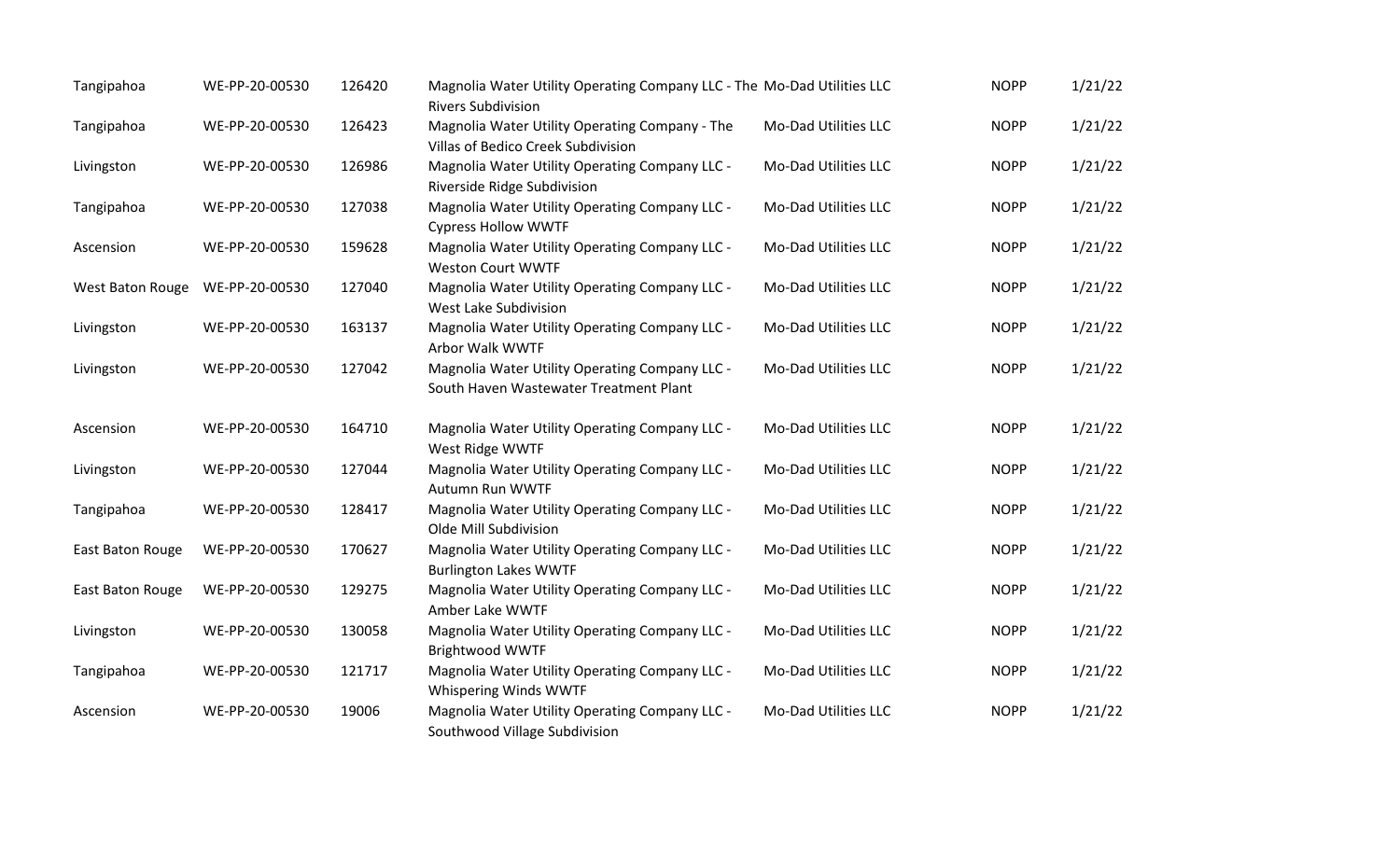| | | | | | | |
|---|---|---|---|---|---|---|
| Tangipahoa | WE-PP-20-00530 | 126420 | Magnolia Water Utility Operating Company LLC - The Rivers Subdivision | Mo-Dad Utilities LLC | NOPP | 1/21/22 |
| Tangipahoa | WE-PP-20-00530 | 126423 | Magnolia Water Utility Operating Company - The Villas of Bedico Creek Subdivision | Mo-Dad Utilities LLC | NOPP | 1/21/22 |
| Livingston | WE-PP-20-00530 | 126986 | Magnolia Water Utility Operating Company LLC - Riverside Ridge Subdivision | Mo-Dad Utilities LLC | NOPP | 1/21/22 |
| Tangipahoa | WE-PP-20-00530 | 127038 | Magnolia Water Utility Operating Company LLC - Cypress Hollow WWTF | Mo-Dad Utilities LLC | NOPP | 1/21/22 |
| Ascension | WE-PP-20-00530 | 159628 | Magnolia Water Utility Operating Company LLC - Weston Court WWTF | Mo-Dad Utilities LLC | NOPP | 1/21/22 |
| West Baton Rouge | WE-PP-20-00530 | 127040 | Magnolia Water Utility Operating Company LLC - West Lake Subdivision | Mo-Dad Utilities LLC | NOPP | 1/21/22 |
| Livingston | WE-PP-20-00530 | 163137 | Magnolia Water Utility Operating Company LLC - Arbor Walk WWTF | Mo-Dad Utilities LLC | NOPP | 1/21/22 |
| Livingston | WE-PP-20-00530 | 127042 | Magnolia Water Utility Operating Company LLC - South Haven Wastewater Treatment Plant | Mo-Dad Utilities LLC | NOPP | 1/21/22 |
| Ascension | WE-PP-20-00530 | 164710 | Magnolia Water Utility Operating Company LLC - West Ridge WWTF | Mo-Dad Utilities LLC | NOPP | 1/21/22 |
| Livingston | WE-PP-20-00530 | 127044 | Magnolia Water Utility Operating Company LLC - Autumn Run WWTF | Mo-Dad Utilities LLC | NOPP | 1/21/22 |
| Tangipahoa | WE-PP-20-00530 | 128417 | Magnolia Water Utility Operating Company LLC - Olde Mill Subdivision | Mo-Dad Utilities LLC | NOPP | 1/21/22 |
| East Baton Rouge | WE-PP-20-00530 | 170627 | Magnolia Water Utility Operating Company LLC - Burlington Lakes WWTF | Mo-Dad Utilities LLC | NOPP | 1/21/22 |
| East Baton Rouge | WE-PP-20-00530 | 129275 | Magnolia Water Utility Operating Company LLC - Amber Lake WWTF | Mo-Dad Utilities LLC | NOPP | 1/21/22 |
| Livingston | WE-PP-20-00530 | 130058 | Magnolia Water Utility Operating Company LLC - Brightwood WWTF | Mo-Dad Utilities LLC | NOPP | 1/21/22 |
| Tangipahoa | WE-PP-20-00530 | 121717 | Magnolia Water Utility Operating Company LLC - Whispering Winds WWTF | Mo-Dad Utilities LLC | NOPP | 1/21/22 |
| Ascension | WE-PP-20-00530 | 19006 | Magnolia Water Utility Operating Company LLC - Southwood Village Subdivision | Mo-Dad Utilities LLC | NOPP | 1/21/22 |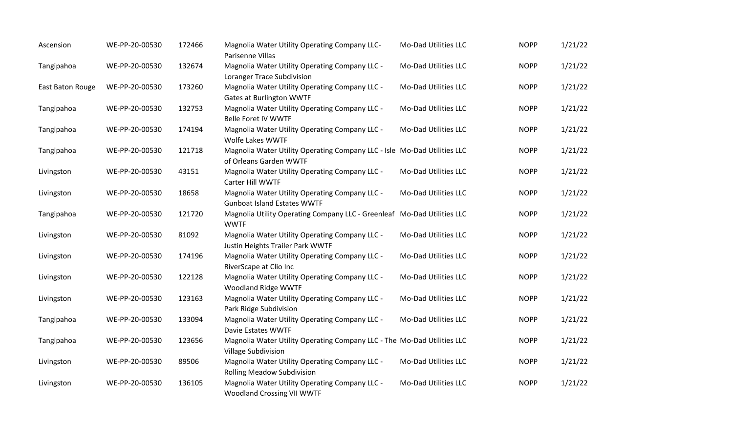| | | | | | | |
|---|---|---|---|---|---|---|
| Ascension | WE-PP-20-00530 | 172466 | Magnolia Water Utility Operating Company LLC- Parisenne Villas | Mo-Dad Utilities LLC | NOPP | 1/21/22 |
| Tangipahoa | WE-PP-20-00530 | 132674 | Magnolia Water Utility Operating Company LLC - Loranger Trace Subdivision | Mo-Dad Utilities LLC | NOPP | 1/21/22 |
| East Baton Rouge | WE-PP-20-00530 | 173260 | Magnolia Water Utility Operating Company LLC - Gates at Burlington WWTF | Mo-Dad Utilities LLC | NOPP | 1/21/22 |
| Tangipahoa | WE-PP-20-00530 | 132753 | Magnolia Water Utility Operating Company LLC - Belle Foret IV WWTF | Mo-Dad Utilities LLC | NOPP | 1/21/22 |
| Tangipahoa | WE-PP-20-00530 | 174194 | Magnolia Water Utility Operating Company LLC - Wolfe Lakes WWTF | Mo-Dad Utilities LLC | NOPP | 1/21/22 |
| Tangipahoa | WE-PP-20-00530 | 121718 | Magnolia Water Utility Operating Company LLC - Isle of Orleans Garden WWTF | Mo-Dad Utilities LLC | NOPP | 1/21/22 |
| Livingston | WE-PP-20-00530 | 43151 | Magnolia Water Utility Operating Company LLC - Carter Hill WWTF | Mo-Dad Utilities LLC | NOPP | 1/21/22 |
| Livingston | WE-PP-20-00530 | 18658 | Magnolia Water Utility Operating Company LLC - Gunboat Island Estates WWTF | Mo-Dad Utilities LLC | NOPP | 1/21/22 |
| Tangipahoa | WE-PP-20-00530 | 121720 | Magnolia Utility Operating Company LLC - Greenleaf WWTF | Mo-Dad Utilities LLC | NOPP | 1/21/22 |
| Livingston | WE-PP-20-00530 | 81092 | Magnolia Water Utility Operating Company LLC - Justin Heights Trailer Park WWTF | Mo-Dad Utilities LLC | NOPP | 1/21/22 |
| Livingston | WE-PP-20-00530 | 174196 | Magnolia Water Utility Operating Company LLC - RiverScape at Clio Inc | Mo-Dad Utilities LLC | NOPP | 1/21/22 |
| Livingston | WE-PP-20-00530 | 122128 | Magnolia Water Utility Operating Company LLC - Woodland Ridge WWTF | Mo-Dad Utilities LLC | NOPP | 1/21/22 |
| Livingston | WE-PP-20-00530 | 123163 | Magnolia Water Utility Operating Company LLC - Park Ridge Subdivision | Mo-Dad Utilities LLC | NOPP | 1/21/22 |
| Tangipahoa | WE-PP-20-00530 | 133094 | Magnolia Water Utility Operating Company LLC - Davie Estates WWTF | Mo-Dad Utilities LLC | NOPP | 1/21/22 |
| Tangipahoa | WE-PP-20-00530 | 123656 | Magnolia Water Utility Operating Company LLC - The Village Subdivision | Mo-Dad Utilities LLC | NOPP | 1/21/22 |
| Livingston | WE-PP-20-00530 | 89506 | Magnolia Water Utility Operating Company LLC - Rolling Meadow Subdivision | Mo-Dad Utilities LLC | NOPP | 1/21/22 |
| Livingston | WE-PP-20-00530 | 136105 | Magnolia Water Utility Operating Company LLC - Woodland Crossing VII WWTF | Mo-Dad Utilities LLC | NOPP | 1/21/22 |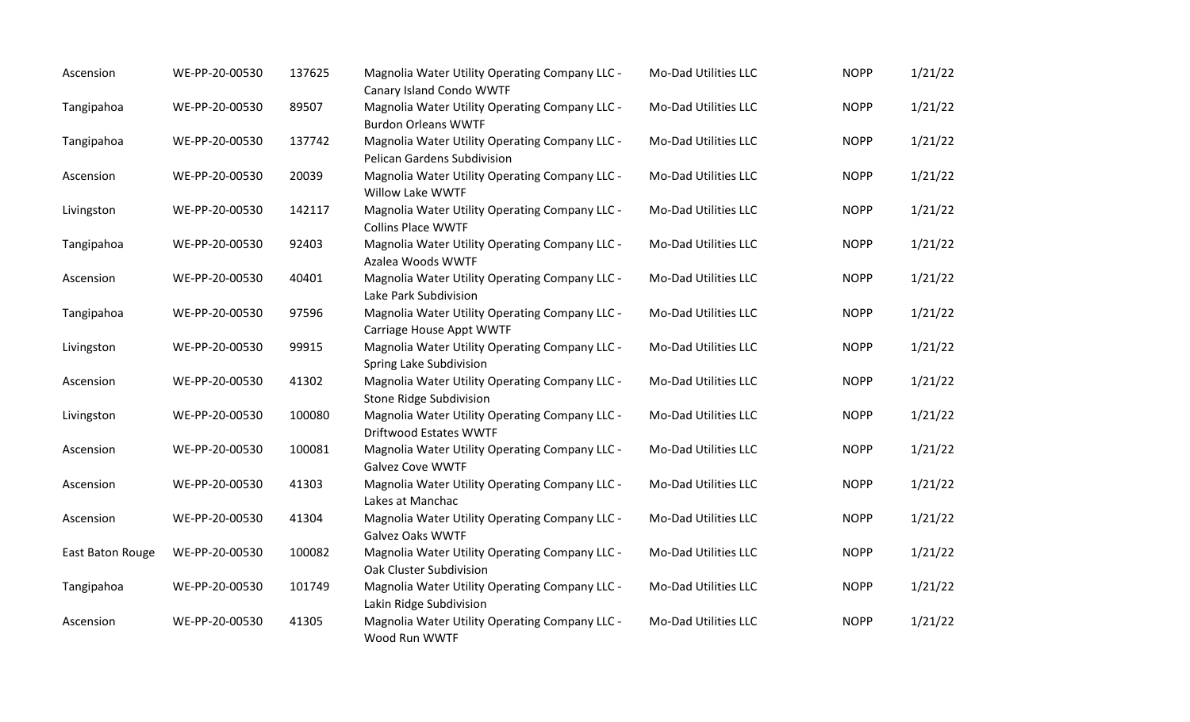| | | | | | | |
|---|---|---|---|---|---|---|
| Ascension | WE-PP-20-00530 | 137625 | Magnolia Water Utility Operating Company LLC - Canary Island Condo WWTF | Mo-Dad Utilities LLC | NOPP | 1/21/22 |
| Tangipahoa | WE-PP-20-00530 | 89507 | Magnolia Water Utility Operating Company LLC - Burdon Orleans WWTF | Mo-Dad Utilities LLC | NOPP | 1/21/22 |
| Tangipahoa | WE-PP-20-00530 | 137742 | Magnolia Water Utility Operating Company LLC - Pelican Gardens Subdivision | Mo-Dad Utilities LLC | NOPP | 1/21/22 |
| Ascension | WE-PP-20-00530 | 20039 | Magnolia Water Utility Operating Company LLC - Willow Lake WWTF | Mo-Dad Utilities LLC | NOPP | 1/21/22 |
| Livingston | WE-PP-20-00530 | 142117 | Magnolia Water Utility Operating Company LLC - Collins Place WWTF | Mo-Dad Utilities LLC | NOPP | 1/21/22 |
| Tangipahoa | WE-PP-20-00530 | 92403 | Magnolia Water Utility Operating Company LLC - Azalea Woods WWTF | Mo-Dad Utilities LLC | NOPP | 1/21/22 |
| Ascension | WE-PP-20-00530 | 40401 | Magnolia Water Utility Operating Company LLC - Lake Park Subdivision | Mo-Dad Utilities LLC | NOPP | 1/21/22 |
| Tangipahoa | WE-PP-20-00530 | 97596 | Magnolia Water Utility Operating Company LLC - Carriage House Appt WWTF | Mo-Dad Utilities LLC | NOPP | 1/21/22 |
| Livingston | WE-PP-20-00530 | 99915 | Magnolia Water Utility Operating Company LLC - Spring Lake Subdivision | Mo-Dad Utilities LLC | NOPP | 1/21/22 |
| Ascension | WE-PP-20-00530 | 41302 | Magnolia Water Utility Operating Company LLC - Stone Ridge Subdivision | Mo-Dad Utilities LLC | NOPP | 1/21/22 |
| Livingston | WE-PP-20-00530 | 100080 | Magnolia Water Utility Operating Company LLC - Driftwood Estates WWTF | Mo-Dad Utilities LLC | NOPP | 1/21/22 |
| Ascension | WE-PP-20-00530 | 100081 | Magnolia Water Utility Operating Company LLC - Galvez Cove WWTF | Mo-Dad Utilities LLC | NOPP | 1/21/22 |
| Ascension | WE-PP-20-00530 | 41303 | Magnolia Water Utility Operating Company LLC - Lakes at Manchac | Mo-Dad Utilities LLC | NOPP | 1/21/22 |
| Ascension | WE-PP-20-00530 | 41304 | Magnolia Water Utility Operating Company LLC - Galvez Oaks WWTF | Mo-Dad Utilities LLC | NOPP | 1/21/22 |
| East Baton Rouge | WE-PP-20-00530 | 100082 | Magnolia Water Utility Operating Company LLC - Oak Cluster Subdivision | Mo-Dad Utilities LLC | NOPP | 1/21/22 |
| Tangipahoa | WE-PP-20-00530 | 101749 | Magnolia Water Utility Operating Company LLC - Lakin Ridge Subdivision | Mo-Dad Utilities LLC | NOPP | 1/21/22 |
| Ascension | WE-PP-20-00530 | 41305 | Magnolia Water Utility Operating Company LLC - Wood Run WWTF | Mo-Dad Utilities LLC | NOPP | 1/21/22 |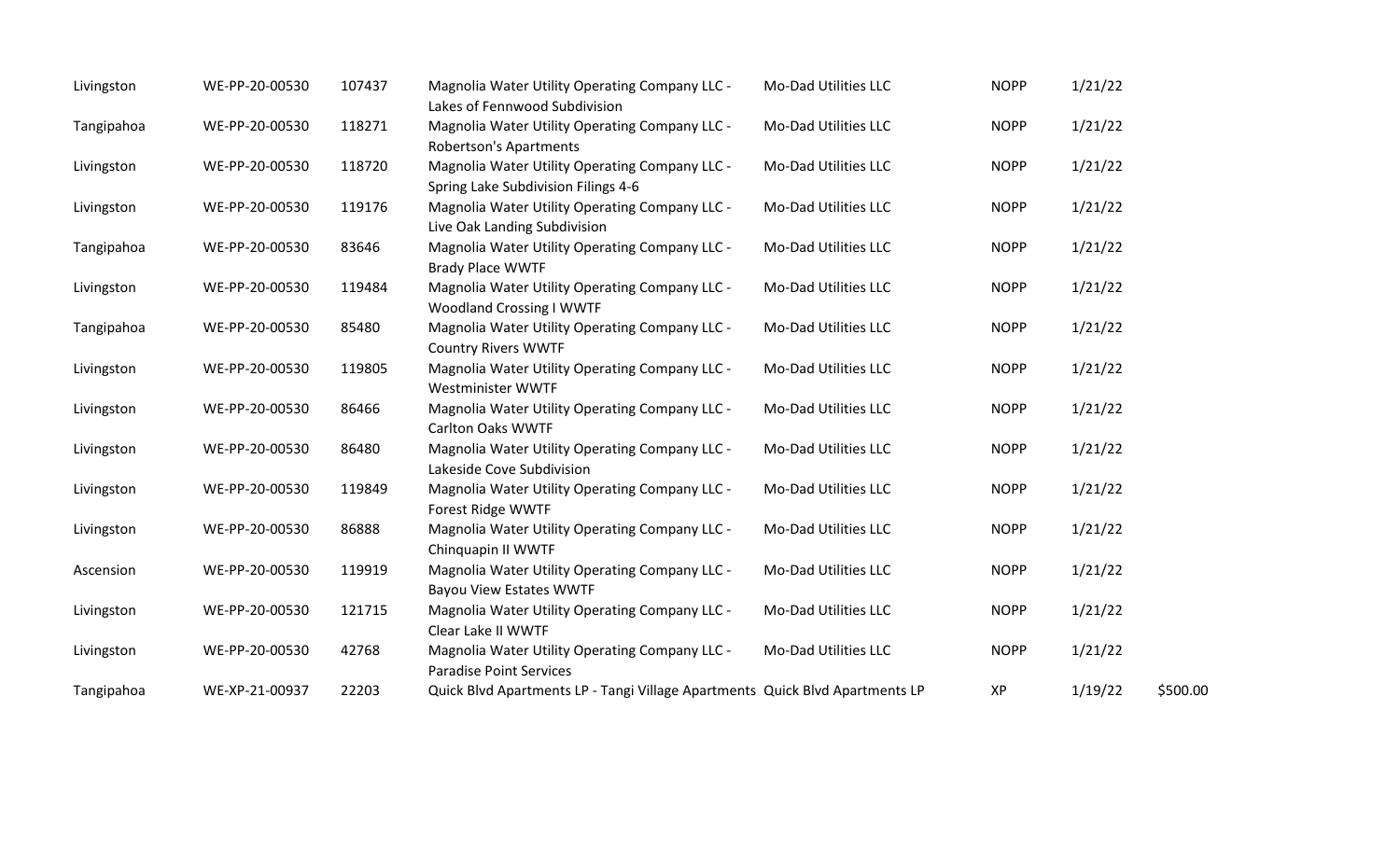| | | | | | | | |
|---|---|---|---|---|---|---|---|
| Livingston | WE-PP-20-00530 | 107437 | Magnolia Water Utility Operating Company LLC - Lakes of Fennwood Subdivision | Mo-Dad Utilities LLC | NOPP | 1/21/22 | |
| Tangipahoa | WE-PP-20-00530 | 118271 | Magnolia Water Utility Operating Company LLC - Robertson's Apartments | Mo-Dad Utilities LLC | NOPP | 1/21/22 | |
| Livingston | WE-PP-20-00530 | 118720 | Magnolia Water Utility Operating Company LLC - Spring Lake Subdivision Filings 4-6 | Mo-Dad Utilities LLC | NOPP | 1/21/22 | |
| Livingston | WE-PP-20-00530 | 119176 | Magnolia Water Utility Operating Company LLC - Live Oak Landing Subdivision | Mo-Dad Utilities LLC | NOPP | 1/21/22 | |
| Tangipahoa | WE-PP-20-00530 | 83646 | Magnolia Water Utility Operating Company LLC - Brady Place WWTF | Mo-Dad Utilities LLC | NOPP | 1/21/22 | |
| Livingston | WE-PP-20-00530 | 119484 | Magnolia Water Utility Operating Company LLC - Woodland Crossing I WWTF | Mo-Dad Utilities LLC | NOPP | 1/21/22 | |
| Tangipahoa | WE-PP-20-00530 | 85480 | Magnolia Water Utility Operating Company LLC - Country Rivers WWTF | Mo-Dad Utilities LLC | NOPP | 1/21/22 | |
| Livingston | WE-PP-20-00530 | 119805 | Magnolia Water Utility Operating Company LLC - Westminister WWTF | Mo-Dad Utilities LLC | NOPP | 1/21/22 | |
| Livingston | WE-PP-20-00530 | 86466 | Magnolia Water Utility Operating Company LLC - Carlton Oaks WWTF | Mo-Dad Utilities LLC | NOPP | 1/21/22 | |
| Livingston | WE-PP-20-00530 | 86480 | Magnolia Water Utility Operating Company LLC - Lakeside Cove Subdivision | Mo-Dad Utilities LLC | NOPP | 1/21/22 | |
| Livingston | WE-PP-20-00530 | 119849 | Magnolia Water Utility Operating Company LLC - Forest Ridge WWTF | Mo-Dad Utilities LLC | NOPP | 1/21/22 | |
| Livingston | WE-PP-20-00530 | 86888 | Magnolia Water Utility Operating Company LLC - Chinquapin II WWTF | Mo-Dad Utilities LLC | NOPP | 1/21/22 | |
| Ascension | WE-PP-20-00530 | 119919 | Magnolia Water Utility Operating Company LLC - Bayou View Estates WWTF | Mo-Dad Utilities LLC | NOPP | 1/21/22 | |
| Livingston | WE-PP-20-00530 | 121715 | Magnolia Water Utility Operating Company LLC - Clear Lake II WWTF | Mo-Dad Utilities LLC | NOPP | 1/21/22 | |
| Livingston | WE-PP-20-00530 | 42768 | Magnolia Water Utility Operating Company LLC - Paradise Point Services | Mo-Dad Utilities LLC | NOPP | 1/21/22 | |
| Tangipahoa | WE-XP-21-00937 | 22203 | Quick Blvd Apartments LP - Tangi Village Apartments | Quick Blvd Apartments LP | XP | 1/19/22 | $500.00 |